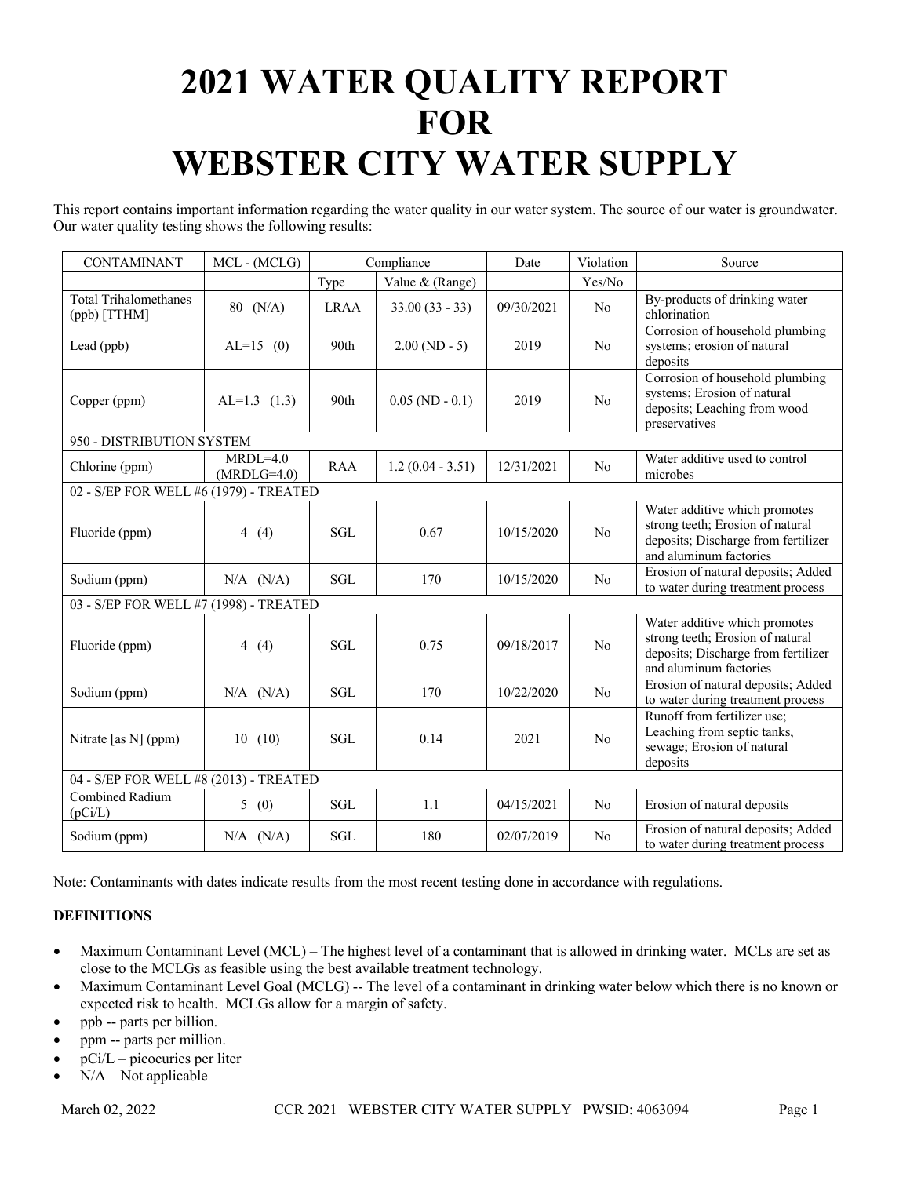# 2021 WATER QUALITY REPORT FOR WEBSTER CITY WATER SUPPLY

This report contains important information regarding the water quality in our water system. The source of our water is groundwater. Our water quality testing shows the following results:

| CONTAMINANT | MCL - (MCLG) | Compliance | | Date | Violation | Source |
|---|---|---|---|---|---|---|
| | | Type | Value & (Range) | | Yes/No | |
| Total Trihalomethanes (ppb) [TTHM] | 80 (N/A) | LRAA | 33.00 (33 - 33) | 09/30/2021 | No | By-products of drinking water chlorination |
| Lead (ppb) | AL=15 (0) | 90th | 2.00 (ND - 5) | 2019 | No | Corrosion of household plumbing systems; erosion of natural deposits |
| Copper (ppm) | AL=1.3 (1.3) | 90th | 0.05 (ND - 0.1) | 2019 | No | Corrosion of household plumbing systems; Erosion of natural deposits; Leaching from wood preservatives |
| 950 - DISTRIBUTION SYSTEM | | | | | | |
| Chlorine (ppm) | MRDL=4.0 (MRDLG=4.0) | RAA | 1.2 (0.04 - 3.51) | 12/31/2021 | No | Water additive used to control microbes |
| 02 - S/EP FOR WELL #6 (1979) - TREATED | | | | | | |
| Fluoride (ppm) | 4 (4) | SGL | 0.67 | 10/15/2020 | No | Water additive which promotes strong teeth; Erosion of natural deposits; Discharge from fertilizer and aluminum factories |
| Sodium (ppm) | N/A (N/A) | SGL | 170 | 10/15/2020 | No | Erosion of natural deposits; Added to water during treatment process |
| 03 - S/EP FOR WELL #7 (1998) - TREATED | | | | | | |
| Fluoride (ppm) | 4 (4) | SGL | 0.75 | 09/18/2017 | No | Water additive which promotes strong teeth; Erosion of natural deposits; Discharge from fertilizer and aluminum factories |
| Sodium (ppm) | N/A (N/A) | SGL | 170 | 10/22/2020 | No | Erosion of natural deposits; Added to water during treatment process |
| Nitrate [as N] (ppm) | 10 (10) | SGL | 0.14 | 2021 | No | Runoff from fertilizer use; Leaching from septic tanks, sewage; Erosion of natural deposits |
| 04 - S/EP FOR WELL #8 (2013) - TREATED | | | | | | |
| Combined Radium (pCi/L) | 5 (0) | SGL | 1.1 | 04/15/2021 | No | Erosion of natural deposits |
| Sodium (ppm) | N/A (N/A) | SGL | 180 | 02/07/2019 | No | Erosion of natural deposits; Added to water during treatment process |

Note: Contaminants with dates indicate results from the most recent testing done in accordance with regulations.

**DEFINITIONS**

- Maximum Contaminant Level (MCL) – The highest level of a contaminant that is allowed in drinking water. MCLs are set as close to the MCLGs as feasible using the best available treatment technology.
- Maximum Contaminant Level Goal (MCLG) -- The level of a contaminant in drinking water below which there is no known or expected risk to health. MCLGs allow for a margin of safety.
- ppb -- parts per billion.
- ppm -- parts per million.
- pCi/L – picocuries per liter
- N/A – Not applicable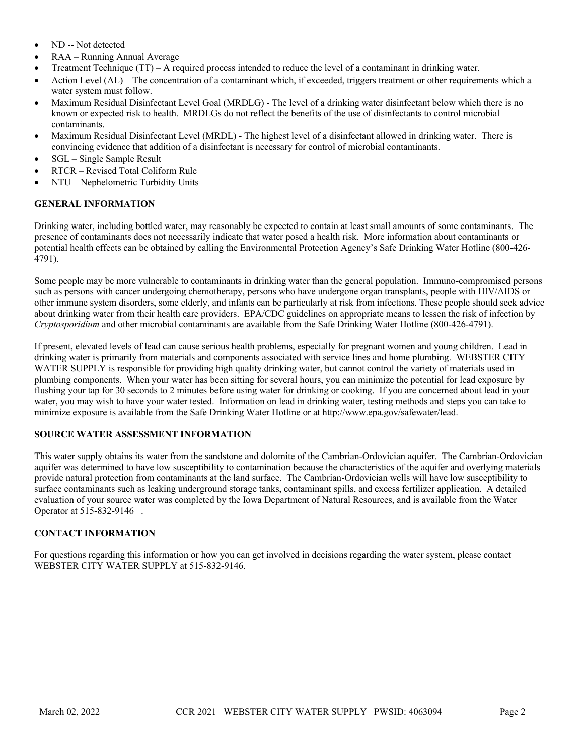- ND -- Not detected
- RAA – Running Annual Average
- Treatment Technique (TT) – A required process intended to reduce the level of a contaminant in drinking water.
- Action Level (AL) – The concentration of a contaminant which, if exceeded, triggers treatment or other requirements which a water system must follow.
- Maximum Residual Disinfectant Level Goal (MRDLG) - The level of a drinking water disinfectant below which there is no known or expected risk to health. MRDLGs do not reflect the benefits of the use of disinfectants to control microbial contaminants.
- Maximum Residual Disinfectant Level (MRDL) - The highest level of a disinfectant allowed in drinking water. There is convincing evidence that addition of a disinfectant is necessary for control of microbial contaminants.
- SGL – Single Sample Result
- RTCR – Revised Total Coliform Rule
- NTU – Nephelometric Turbidity Units

**GENERAL INFORMATION**

Drinking water, including bottled water, may reasonably be expected to contain at least small amounts of some contaminants. The presence of contaminants does not necessarily indicate that water posed a health risk. More information about contaminants or potential health effects can be obtained by calling the Environmental Protection Agency's Safe Drinking Water Hotline (800-426-4791).

Some people may be more vulnerable to contaminants in drinking water than the general population. Immuno-compromised persons such as persons with cancer undergoing chemotherapy, persons who have undergone organ transplants, people with HIV/AIDS or other immune system disorders, some elderly, and infants can be particularly at risk from infections. These people should seek advice about drinking water from their health care providers. EPA/CDC guidelines on appropriate means to lessen the risk of infection by *Cryptosporidium* and other microbial contaminants are available from the Safe Drinking Water Hotline (800-426-4791).

If present, elevated levels of lead can cause serious health problems, especially for pregnant women and young children. Lead in drinking water is primarily from materials and components associated with service lines and home plumbing. WEBSTER CITY WATER SUPPLY is responsible for providing high quality drinking water, but cannot control the variety of materials used in plumbing components. When your water has been sitting for several hours, you can minimize the potential for lead exposure by flushing your tap for 30 seconds to 2 minutes before using water for drinking or cooking. If you are concerned about lead in your water, you may wish to have your water tested. Information on lead in drinking water, testing methods and steps you can take to minimize exposure is available from the Safe Drinking Water Hotline or at http://www.epa.gov/safewater/lead.

**SOURCE WATER ASSESSMENT INFORMATION**

This water supply obtains its water from the sandstone and dolomite of the Cambrian-Ordovician aquifer. The Cambrian-Ordovician aquifer was determined to have low susceptibility to contamination because the characteristics of the aquifer and overlying materials provide natural protection from contaminants at the land surface. The Cambrian-Ordovician wells will have low susceptibility to surface contaminants such as leaking underground storage tanks, contaminant spills, and excess fertilizer application. A detailed evaluation of your source water was completed by the Iowa Department of Natural Resources, and is available from the Water Operator at 515-832-9146 .

**CONTACT INFORMATION**

For questions regarding this information or how you can get involved in decisions regarding the water system, please contact WEBSTER CITY WATER SUPPLY at 515-832-9146.